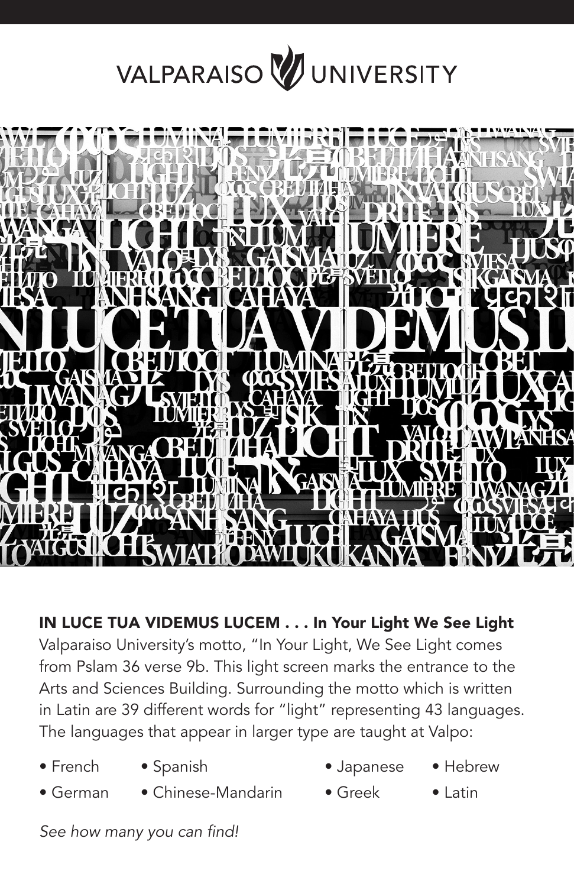VALPARAISO UNIVERSITY

**IN LUCE TUA VIDEMUS LUCEM . . . In Your Light We See Light**

Valparaiso University's motto, "In Your Light, We See Light comes from Pslam 36 verse 9b. This light screen marks the entrance to the Arts and Sciences Building. Surrounding the motto which is written in Latin are 39 different words for "light" representing 43 languages. The languages that appear in larger type are taught at Valpo:

- French
- German
- Spanish
- Chinese-Mandarin
- Japanese
- Greek
- Hebrew
- Latin

*See how many you can find!*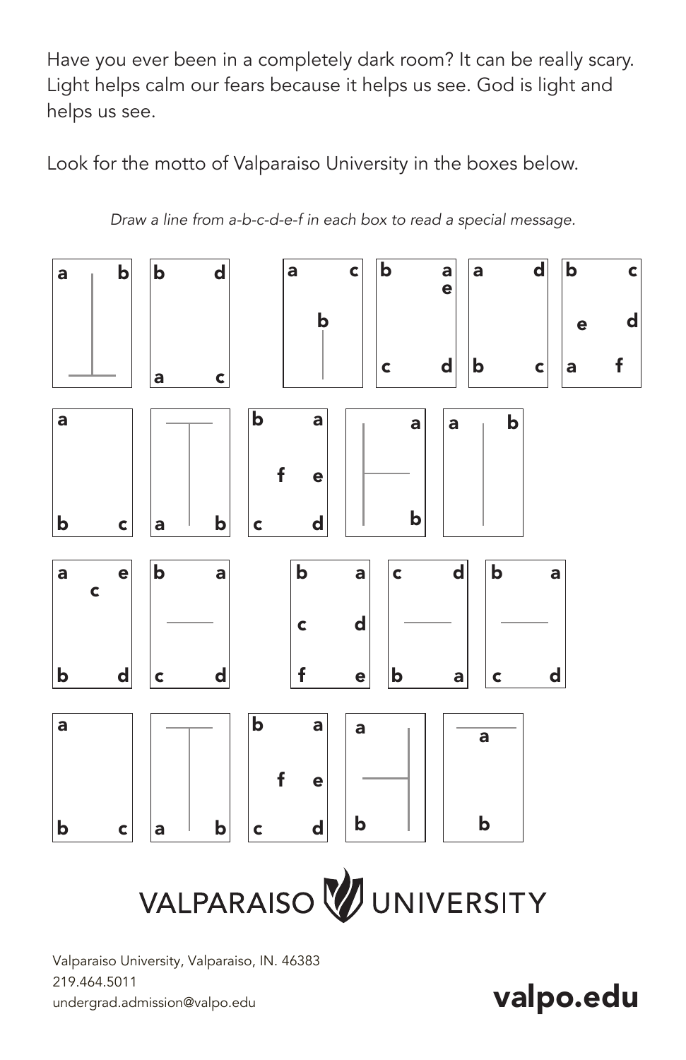Have you ever been in a completely dark room? It can be really scary. Light helps calm our fears because it helps us see. God is light and helps us see.

Look for the motto of Valparaiso University in the boxes below.

*Draw a line from a-b-c-d-e-f in each box to read a special message.*

VALPARAISO UNIVERSITY

Valparaiso University, Valparaiso, IN. 46383
219.464.5011
undergrad.admission@valpo.edu

**valpo.edu**